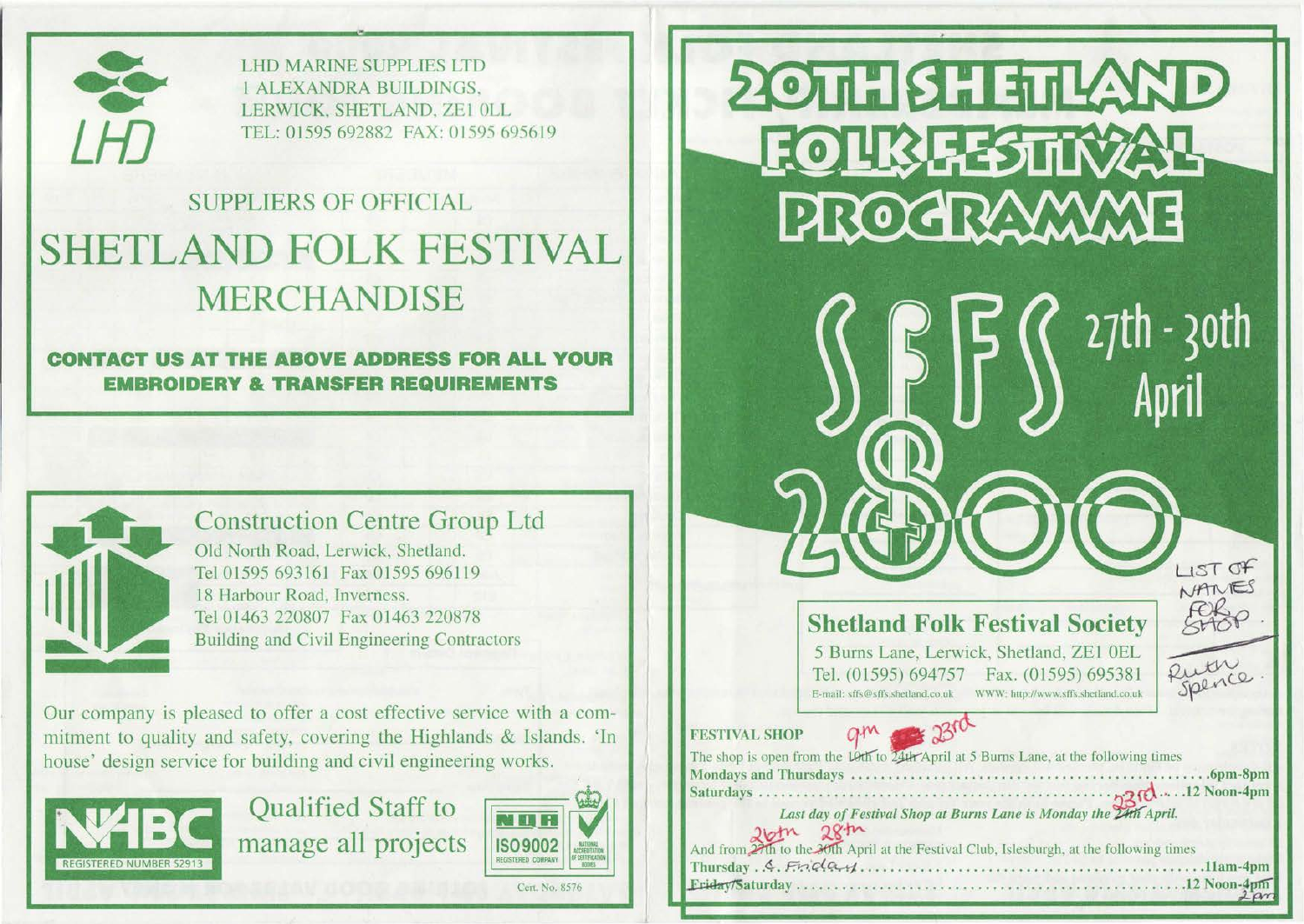LHD

LHD MARINE SUPPLIES LTD
1 ALEXANDRA BUILDINGS,
LERWICK, SHETLAND, ZE1 0LL
TEL: 01595 692882 FAX: 01595 695619

SUPPLIERS OF OFFICIAL

# SHETLAND FOLK FESTIVAL MERCHANDISE

**CONTACT US AT THE ABOVE ADDRESS FOR ALL YOUR EMBROIDERY & TRANSFER REQUIREMENTS**

## Construction Centre Group Ltd

Old North Road, Lerwick, Shetland.
Tel 01595 693161 Fax 01595 696119
18 Harbour Road, Inverness.
Tel 01463 220807 Fax 01463 220878
Building and Civil Engineering Contractors

Our company is pleased to offer a cost effective service with a commitment to quality and safety, covering the Highlands & Islands. 'In house' design service for building and civil engineering works.

NHBC REGISTERED NUMBER 52913

Qualified Staff to manage all projects

NQA ISO9002 REGISTERED COMPANY

Cert. No. 8576

# 20TH SHETLAND FOLK FESTIVAL PROGRAMME

SFFS 2000

27th - 30th April

LIST OF NAMES FOR SHOP. Ruth Spence.

## Shetland Folk Festival Society

5 Burns Lane, Lerwick, Shetland, ZE1 0EL
Tel. (01595) 694757 Fax. (01595) 695381
E-mail: sffs@sffs.shetland.co.uk WWW: http://www.sffs.shetland.co.uk

**FESTIVAL SHOP**

The shop is open from the ~~10th~~ 9th to ~~24th~~ 23rd April at 5 Burns Lane, at the following times

**Mondays and Thursdays** .................................................. 6pm-8pm
**Saturdays** .................................................. 23rd 12 Noon-4pm

*Last day of Festival Shop at Burns Lane is Monday the ~~24th~~ 23rd April.*

And from ~~27th~~ 26th to the ~~30th~~ 28th April at the Festival Club, Islesburgh, at the following times

**Thursday** .. & Friday .................................................. 11am-4pm
~~**Friday/Saturday**~~ .................................................. 12 Noon-4pm 2pm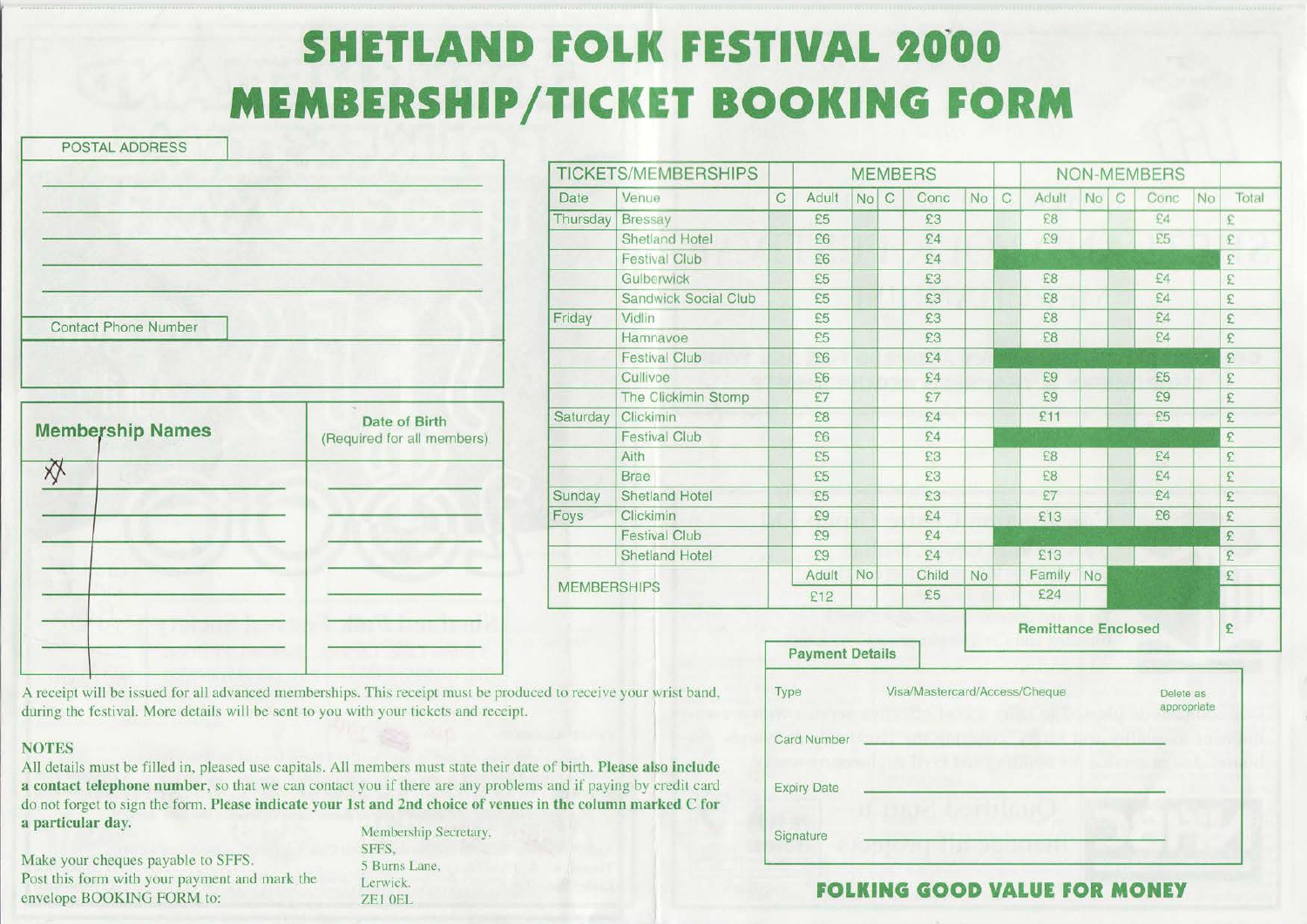# SHETLAND FOLK FESTIVAL 2000
# MEMBERSHIP/TICKET BOOKING FORM

POSTAL ADDRESS

Contact Phone Number

| Membership Names | Date of Birth (Required for all members) |
|---|---|
| | |
| | |
| | |
| | |
| | |
| | |
| | |

A receipt will be issued for all advanced memberships. This receipt must be produced to receive your wrist band, during the festival. More details will be sent to you with your tickets and receipt.

**NOTES**

All details must be filled in, pleased use capitals. All members must state their date of birth. **Please also include a contact telephone number**, so that we can contact you if there are any problems and if paying by credit card do not forget to sign the form. **Please indicate your 1st and 2nd choice of venues in the column marked C for a particular day.**

Make your cheques payable to SFFS.
Post this form with your payment and mark the envelope BOOKING FORM to:

Membership Secretary,
SFFS,
5 Burns Lane,
Lerwick.
ZE1 0EL

| TICKETS/MEMBERSHIPS | | MEMBERS | | | | | | NON-MEMBERS | | | | | | |
|---|---|---|---|---|---|---|---|---|---|---|---|---|---|---|
| Date | Venue | C | Adult | No | C | Conc | No | C | Adult | No | C | Conc | No | Total |
| Thursday | Bressay | | £5 | | | £3 | | | £8 | | | £4 | | £ |
| | Shetland Hotel | | £6 | | | £4 | | | £9 | | | £5 | | £ |
| | Festival Club | | £6 | | | £4 | | | | | | | | £ |
| | Gulberwick | | £5 | | | £3 | | | £8 | | | £4 | | £ |
| | Sandwick Social Club | | £5 | | | £3 | | | £8 | | | £4 | | £ |
| Friday | Vidlin | | £5 | | | £3 | | | £8 | | | £4 | | £ |
| | Hamnavoe | | £5 | | | £3 | | | £8 | | | £4 | | £ |
| | Festival Club | | £6 | | | £4 | | | | | | | | £ |
| | Cullivoe | | £6 | | | £4 | | | £9 | | | £5 | | £ |
| | The Clickimin Stomp | | £7 | | | £7 | | | £9 | | | £9 | | £ |
| Saturday | Clickimin | | £8 | | | £4 | | | £11 | | | £5 | | £ |
| | Festival Club | | £6 | | | £4 | | | | | | | | £ |
| | Aith | | £5 | | | £3 | | | £8 | | | £4 | | £ |
| | Brae | | £5 | | | £3 | | | £8 | | | £4 | | £ |
| Sunday | Shetland Hotel | | £5 | | | £3 | | | £7 | | | £4 | | £ |
| Foys | Clickimin | | £9 | | | £4 | | | £13 | | | £6 | | £ |
| | Festival Club | | £9 | | | £4 | | | | | | | | £ |
| | Shetland Hotel | | £9 | | | £4 | | | £13 | | | | | £ |
| MEMBERSHIPS | | | Adult | No | | Child | No | | Family | No | | | | £ |
| | | | £12 | | | £5 | | | £24 | | | | | |
| | | | | | | | | | Remittance Enclosed | | | | | £ |

**Payment Details**

Type: Visa/Mastercard/Access/Cheque (Delete as appropriate)

Card Number

Expiry Date

Signature

**FOLKING GOOD VALUE FOR MONEY**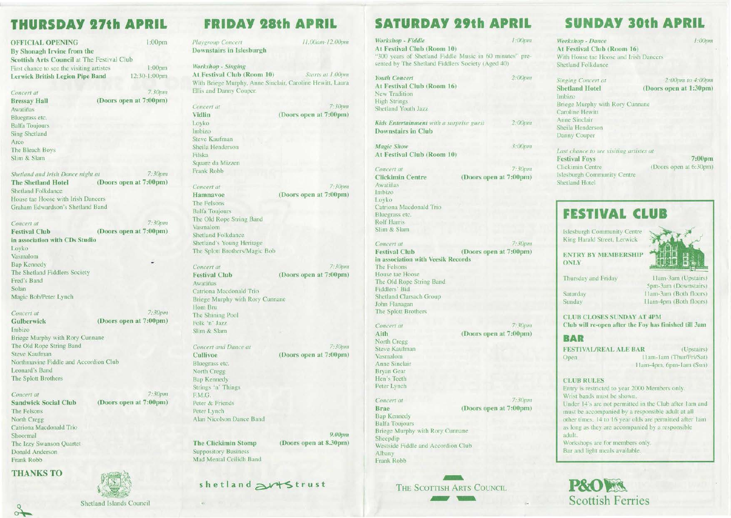# THURSDAY 27th APRIL

**OFFICIAL OPENING** 1:00pm
**By Shonagh Irvine from the Scottish Arts Council** at The Festival Club
First chance to see the visiting artistes 1:00pm
**Lerwick British Legion Pipe Band** 12:30-1:00pm

*Concert at* 7:30pm
**Bressay Hall** **(Doors open at 7:00pm)**
Awatiñas
Bluegrass etc.
Balfa Toujours
Sing Shetland
Arco
The Bleach Boys
Slim & Slam

*Shetland and Irish Dance night at* 7:30pm
**The Shetland Hotel** **(Doors open at 7:00pm)**
Shetland Folkdance
House tae Hoose with Irish Dancers
Graham Edwardson's Shetland Band

*Concert at* 7:30pm
**Festival Club** **(Doors open at 7:00pm)**
**in association with CDs Studio**
Loyko
Vasmalom
Bap Kennedy
The Shetland Fiddlers Society
Fred's Band
Solan
Magic Bob/Peter Lynch

*Concert at* 7:30pm
**Gulberwick** **(Doors open at 7:00pm)**
Imbizo
Briege Murphy with Rory Cunnane
The Old Rope String Band
Steve Kaufman
Northmavine Fiddle and Accordion Club
Leonard's Band
The Splott Brothers

*Concert at* 7:30pm
**Sandwick Social Club** **(Doors open at 7:00pm)**
The Felsons
North Cregg
Catriona Macdonald Trio
Shoormal
The Izzy Swanson Quartet
Donald Anderson
Frank Robb

**THANKS TO**

Shetland Islands Council

# FRIDAY 28th APRIL

*Playgroup Concert* 11.00am-12.00pm
**Downstairs in Islesburgh**

*Workshop - Singing*
**At Festival Club (Room 10)** *Starts at 1.00pm*
With Briege Murphy, Anne Sinclair, Caroline Hewitt, Laura Ellis and Danny Couper.

*Concert at* 7:30pm
**Vidlin** **(Doors open at 7:00pm)**
Loyko
Imbizo
Steve Kaufman
Sheila Henderson
Filska
Square da Mizzen
Frank Robb

*Concert at* 7:30pm
**Hamnavoe** **(Doors open at 7:00pm)**
The Felsons
Balfa Toujours
The Old Rope String Band
Vasmalom
Shetland Folkdance
Shetland's Young Heritage
The Splott Brothers/Magic Bob

*Concert at* 7:30pm
**Festival Club** **(Doors open at 7:00pm)**
Awatiñas
Catriona Macdonald Trio
Briege Murphy with Rory Cunnane
Hom Bru
The Shining Pool
Folk 'n' Jazz
Slim & Slam

*Concert and Dance at* 7:30pm
**Cullivoe** **(Doors open at 7:00pm)**
Bluegrass etc.
North Cregg
Bap Kennedy
Strings 'n' Things
F.M.G.
Peter & Friends
Peter Lynch
Alan Nicolson Dance Band

9.00pm
**The Clickimin Stomp** **(Doors open at 8.30pm)**
Suppository Business
Mad Mental Ceilidh Band

shetland arts trust

# SATURDAY 29th APRIL

*Workshop - Fiddle* 1:00pm
**At Festival Club (Room 10)**
"300 years of Shetland Fiddle Music in 60 minutes" presented by The Shetland Fiddlers Society (Aged 40)

*Youth Concert* 2:00pm
**At Festival Club (Room 16)**
New Tradition
High Strings
Shetland Youth Jazz

*Kids Entertainment with a surprise guest* 2:00pm
**Downstairs in Club**

*Magic Show* 3:00pm
**At Festival Club (Room 10)**

*Concert at* 7:30pm
**Clickimin Centre** **(Doors open at 7:00pm)**
Awatiñas
Imbizo
Loyko
Catriona Macdonald Trio
Bluegrass etc.
Rolf Harris
Slim & Slam

*Concert at* 7:30pm
**Festival Club** **(Doors open at 7:00pm)**
**in association with Veesik Records**
The Felsons
House tae Hoose
The Old Rope String Band
Fiddlers' Bid
Shetland Clarsach Group
John Flanagan
The Splott Brothers

*Concert at* 7:30pm
**Aith** **(Doors open at 7:00pm)**
North Cregg
Steve Kaufman
Vasmalom
Anne Sinclair
Bryan Gear
Hen's Teeth
Peter Lynch

*Concert at* 7:30pm
**Brae** **(Doors open at 7:00pm)**
Bap Kennedy
Balfa Toujours
Briege Murphy with Rory Cunnane
Sheepdip
Westside Fiddle and Accordion Club
Albany
Frank Robb

THE SCOTTISH ARTS COUNCIL

# SUNDAY 30th APRIL

*Workshop - Dance* 1:00pm
**At Festival Club (Room 16)**
With House tae Hoose and Irish Dancers
Shetland Folkdance

*Singing Concert at* 2:00pm to 4:00pm
**Shetland Hotel** **(Doors open at 1:30pm)**
Imbizo
Briege Murphy with Rory Cunnane
Caroline Hewitt
Anne Sinclair
Sheila Henderson
Danny Couper

*Last chance to see visiting artistes at*
**Festival Foys** **7:00pm**
Clickimin Centre (Doors open at 6:30pm)
Islesburgh Community Centre
Shetland Hotel

## FESTIVAL CLUB

Islesburgh Community Centre
King Harald Street, Lerwick

**ENTRY BY MEMBERSHIP ONLY**

| | |
|---|---|
| Thursday and Friday | 11am-3am (Upstairs) 5pm-3am (Downstairs) |
| Saturday | 11am-3am (Both floors) |
| Sunday | 11am-4pm (Both floors) |

**CLUB CLOSES SUNDAY AT 4PM**
**Club will re-open after the Foy has finished till 3am**

## BAR

**FESTIVAL/REAL ALE BAR** (Upstairs)
Open 11am-1am (Thur/Fri/Sat)
11am-4pm, 6pm-1am (Sun)

**CLUB RULES**
Entry is restricted to year 2000 Members only.
Wrist bands must be shown.
Under 14's are not permitted in the Club after 1am and must be accompanied by a responsible adult at all other times. 14 to 16 year olds are permitted after 1am as long as they are accompanied by a responsible adult.
Workshops are for members only.
Bar and light meals available.

P&O Scottish Ferries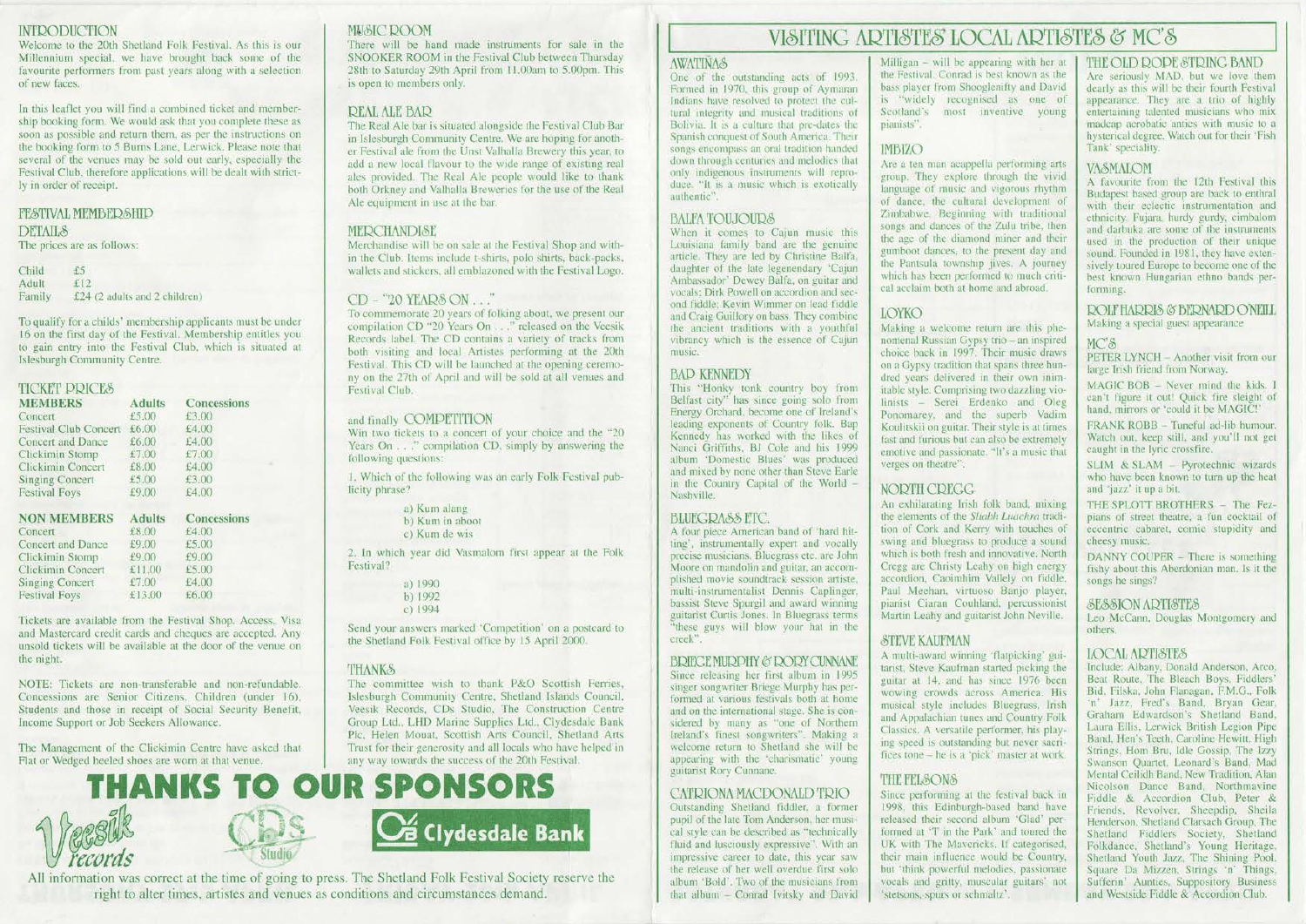## INTRODUCTION

Welcome to the 20th Shetland Folk Festival. As this is our Millennium special, we have brought back some of the favourite performers from past years along with a selection of new faces.

In this leaflet you will find a combined ticket and membership booking form. We would ask that you complete these as soon as possible and return them, as per the instructions on the booking form to 5 Burns Lane, Lerwick. Please note that several of the venues may be sold out early, especially the Festival Club, therefore applications will be dealt with strictly in order of receipt.

## FESTIVAL MEMBERSHIP DETAILS

The prices are as follows:

| | |
|---|---|
| Child | £5 |
| Adult | £12 |
| Family | £24 (2 adults and 2 children) |

To qualify for a childs' membership applicants must be under 16 on the first day of the Festival. Membership entitles you to gain entry into the Festival Club, which is situated at Islesburgh Community Centre.

## TICKET PRICES

| MEMBERS | Adults | Concessions |
|---|---|---|
| Concert | £5.00 | £3.00 |
| Festival Club Concert | £6.00 | £4.00 |
| Concert and Dance | £6.00 | £4.00 |
| Clickimin Stomp | £7.00 | £7.00 |
| Clickimin Concert | £8.00 | £4.00 |
| Singing Concert | £5.00 | £3.00 |
| Festival Foys | £9.00 | £4.00 |

| NON MEMBERS | Adults | Concessions |
|---|---|---|
| Concert | £8.00 | £4.00 |
| Concert and Dance | £9.00 | £5.00 |
| Clickimin Stomp | £9.00 | £9.00 |
| Clickimin Concert | £11.00 | £5.00 |
| Singing Concert | £7.00 | £4.00 |
| Festival Foys | £13.00 | £6.00 |

Tickets are available from the Festival Shop. Access, Visa and Mastercard credit cards and cheques are accepted. Any unsold tickets will be available at the door of the venue on the night.

NOTE: Tickets are non-transferable and non-refundable. Concessions are Senior Citizens, Children (under 16), Students and those in receipt of Social Security Benefit, Income Support or Job Seekers Allowance.

The Management of the Clickimin Centre have asked that Flat or Wedged heeled shoes are worn at that venue.

## MUSIC ROOM

There will be hand made instruments for sale in the SNOOKER ROOM in the Festival Club between Thursday 28th to Saturday 29th April from 11.00am to 5.00pm. This is open to members only.

## REAL ALE BAR

The Real Ale bar is situated alongside the Festival Club Bar in Islesburgh Community Centre. We are hoping for another Festival ale from the Unst Valhalla Brewery this year, to add a new local flavour to the wide range of existing real ales provided. The Real Ale people would like to thank both Orkney and Valhalla Breweries for the use of the Real Ale equipment in use at the bar.

## MERCHANDISE

Merchandise will be on sale at the Festival Shop and within the Club. Items include t-shirts, polo shirts, back-packs, wallets and stickers, all emblazoned with the Festival Logo.

## CD – "20 YEARS ON . . ."

To commemorate 20 years of folking about, we present our compilation CD "20 Years On . . ." released on the Veesik Records label. The CD contains a variety of tracks from both visiting and local Artistes performing at the 20th Festival. This CD will be launched at the opening ceremony on the 27th of April and will be sold at all venues and Festival Club.

## and finally COMPETITION

Win two tickets to a concert of your choice and the "20 Years On . . ." compilation CD, simply by answering the following questions:

1. Which of the following was an early Folk Festival publicity phrase?

   a) Kum alang
   b) Kum in aboot
   c) Kum de wis

2. In which year did Vasmalom first appear at the Folk Festival?

   a) 1990
   b) 1992
   c) 1994

Send your answers marked 'Competition' on a postcard to the Shetland Folk Festival office by 15 April 2000.

## THANKS

The committee wish to thank P&O Scottish Ferries, Islesburgh Community Centre, Shetland Islands Council, Veesik Records, CDs Studio, The Construction Centre Group Ltd., LHD Marine Supplies Ltd., Clydesdale Bank Plc, Helen Mouat, Scottish Arts Council, Shetland Arts Trust for their generosity and all locals who have helped in any way towards the success of the 20th Festival.

# THANKS TO OUR SPONSORS

Veesik records — CDs Studio — Clydesdale Bank

# VISITING ARTISTES' LOCAL ARTISTES & MC'S

### AWATIÑAS

One of the outstanding acts of 1993. Formed in 1970, this group of Aymaran Indians have resolved to protect the cultural integrity and musical traditions of Bolivia. It is a culture that pre-dates the Spanish conquest of South America. Their songs encompass an oral tradition handed down through centuries and melodies that only indigenous instruments will reproduce. "It is a music which is exotically authentic".

### BALFA TOUJOURS

When it comes to Cajun music this Louisiana family band are the genuine article. They are led by Christine Balfa, daughter of the late legenendary 'Cajun Ambassador' Dewey Balfa, on guitar and vocals; Dirk Powell on accordion and second fiddle; Kevin Wimmer on lead fiddle and Craig Guillory on bass. They combine the ancient traditions with a youthful vibrancy which is the essence of Cajun music.

### BAP KENNEDY

This "Honky tonk country boy from Belfast city" has since going solo from Energy Orchard, become one of Ireland's leading exponents of Country folk. Bap Kennedy has worked with the likes of Nanci Griffiths, BJ Cole and his 1999 album 'Domestic Blues' was produced and mixed by none other than Steve Earle in the Country Capital of the World – Nashville.

### BLUEGRASS ETC.

A four piece American band of 'hard hitting', instrumentally expert and vocally precise musicians. Bluegrass etc. are John Moore on mandolin and guitar, an accomplished movie soundtrack session artiste, multi-instrumentalist Dennis Caplinger, bassist Steve Spurgil and award winning guitarist Curtis Jones. In Bluegrass terms "these guys will blow your hat in the creek".

### BRIEGE MURPHY & RORY CUNNANE

Since releasing her first album in 1995 singer songwriter Briege Murphy has performed at various festivals both at home and on the international stage. She is considered by many as "one of Northern Ireland's finest songwriters". Making a welcome return to Shetland she will be appearing with the 'charismatic' young guitarist Rory Cunnane.

### CATRIONA MACDONALD TRIO

Outstanding Shetland fiddler, a former pupil of the late Tom Anderson, her musical style can be described as "technically fluid and lusciously expressive". With an impressive career to date, this year saw the release of her well overdue first solo album 'Bold'. Two of the musicians from that album – Conrad Ivitsky and David Milligan – will be appearing with her at the Festival. Conrad is best known as the bass player from Shooglenifty and David is "widely recognised as one of Scotland's most inventive young pianists".

### IMBIZO

Are a ten man acappella performing arts group. They explore through the vivid language of music and vigorous rhythm of dance, the cultural development of Zimbabwe. Beginning with traditional songs and dances of the Zulu tribe, then the age of the diamond miner and their gumboot dances, to the present day and the Pantsula township jives. A journey which has been performed to much critical acclaim both at home and abroad.

### LOYKO

Making a welcome return are this phenomenal Russian Gypsy trio – an inspired choice back in 1997. Their music draws on a Gypsy tradition that spans three hundred years delivered in their own inimitable style. Comprising two dazzling violinists – Serei Erdenko and Oleg Ponomarev, and the superb Vadim Koulitskii on guitar. Their style is at times fast and furious but can also be extremely emotive and passionate. "It's a music that verges on theatre".

### NORTH CREGG

An exhilarating Irish folk band, mixing the elements of the *Sliabh Luachra* tradition of Cork and Kerry with touches of swing and bluegrass to produce a sound which is both fresh and innovative. North Cregg are Christy Leahy on high energy accordion, Caoimhin Vallely on fiddle, Paul Meehan, virtuoso Banjo player, pianist Ciaran Coukland, percussionist Martin Leahy and guitarist John Neville.

### STEVE KAUFMAN

A multi-award winning 'flatpicking' guitarist, Steve Kaufman started picking the guitar at 14, and has since 1976 been wowing crowds across America. His musical style includes Bluegrass, Irish and Appalachian tunes and Country Folk Classics. A versatile performer, his playing speed is outstanding but never sacrifices tone – he is a 'pick' master at work.

### THE FELSONS

Since performing at the festival back in 1998, this Edinburgh-based band have released their second album 'Glad' performed at 'T in the Park' and toured the UK with The Mavericks. If categorised, their main influence would be Country, but 'think powerful melodies, passionate vocals and gritty, muscular guitars' not 'stetsons, spurs or schmaltz'.

### THE OLD ROPE STRING BAND

Are seriously MAD, but we love them dearly as this will be their fourth Festival appearance. They are a trio of highly entertaining talented musicians who mix madcap acrobatic antics with music to a hysterical degree. Watch out for their 'Fish Tank' speciality.

### VASMALOM

A favourite from the 12th Festival this Budapest based group are back to enthral with their eclectic instrumentation and ethnicity. Fujara, hurdy gurdy, cimbalom and darbuka are some of the instruments used in the production of their unique sound. Founded in 1981, they have extensively toured Europe to become one of the best known Hungarian ethno bands performing.

### ROLF HARRIS & BERNARD O'NEILL

Making a special guest appearance

### MC'S

PETER LYNCH – Another visit from our large Irish friend from Norway.

MAGIC BOB – Never mind the kids. I can't figure it out! Quick fire sleight of hand, mirrors or 'could it be MAGIC!'

FRANK ROBB – Tuneful ad-lib humour. Watch out, keep still, and you'll not get caught in the lyric crossfire.

SLIM & SLAM – Pyrotechnic wizards who have been known to turn up the heat and 'jazz' it up a bit.

THE SPLOTT BROTHERS – The Fezpians of street theatre, a fun cocktail of eccentric cabaret, comic stupidity and cheesy music.

DANNY COUPER – There is something fishy about this Aberdonian man. Is it the songs he sings?

### SESSION ARTISTES

Leo McCann, Douglas Montgomery and others.

### LOCAL ARTISTES

Include: Albany, Donald Anderson, Arco, Beat Route, The Bleach Boys, Fiddlers' Bid, Filska, John Flanagan, F.M.G., Folk 'n' Jazz, Fred's Band, Bryan Gear, Graham Edwardson's Shetland Band, Laura Ellis, Lerwick British Legion Pipe Band, Hen's Teeth, Caroline Hewitt, High Strings, Hom Bru, Idle Gossip, The Izzy Swanson Quartet, Leonard's Band, Mad Mental Ceilidh Band, New Tradition, Alan Nicolson Dance Band, Northmavine Fiddle & Accordion Club, Peter & Friends, Revolver, Sheepdip, Sheila Henderson, Shetland Clarsach Group, The Shetland Fiddlers Society, Shetland Folkdance, Shetland's Young Heritage, Shetland Youth Jazz, The Shining Pool, Square Da Mizzen, Strings 'n' Things, Sufferin' Aunties, Suppository Business and Westside Fiddle & Accordion Club.

All information was correct at the time of going to press. The Shetland Folk Festival Society reserve the right to alter times, artistes and venues as conditions and circumstances demand.